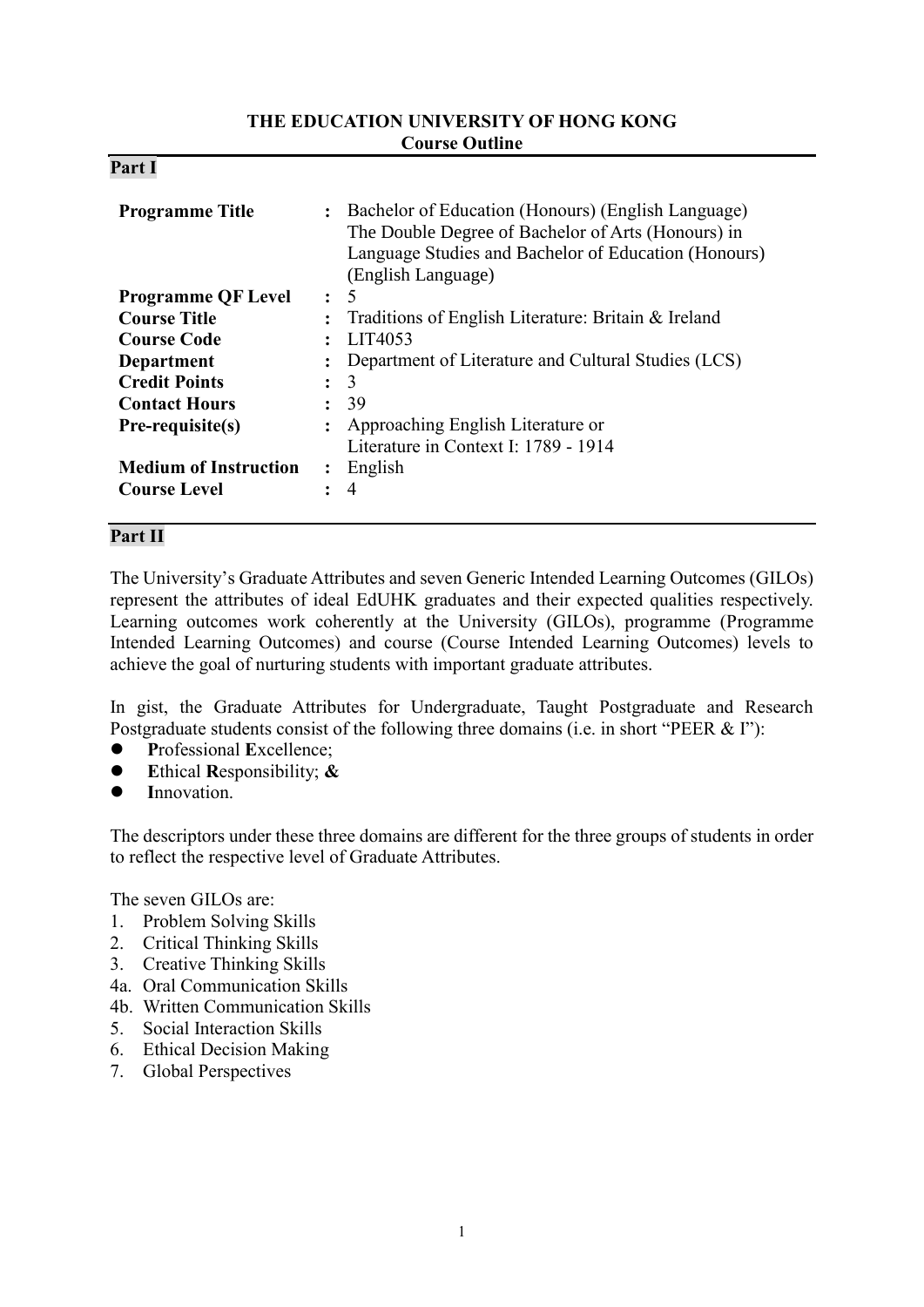# THE EDUCATION UNIVERSITY OF HONG KONG

**Course Outline**

## Part I

| | | |
|---|---|---|
| **Programme Title** | : | Bachelor of Education (Honours) (English Language)<br>The Double Degree of Bachelor of Arts (Honours) in Language Studies and Bachelor of Education (Honours) (English Language) |
| **Programme QF Level** | : | 5 |
| **Course Title** | : | Traditions of English Literature: Britain & Ireland |
| **Course Code** | : | LIT4053 |
| **Department** | : | Department of Literature and Cultural Studies (LCS) |
| **Credit Points** | : | 3 |
| **Contact Hours** | : | 39 |
| **Pre-requisite(s)** | : | Approaching English Literature or<br>Literature in Context I: 1789 - 1914 |
| **Medium of Instruction** | : | English |
| **Course Level** | : | 4 |

## Part II

The University's Graduate Attributes and seven Generic Intended Learning Outcomes (GILOs) represent the attributes of ideal EdUHK graduates and their expected qualities respectively. Learning outcomes work coherently at the University (GILOs), programme (Programme Intended Learning Outcomes) and course (Course Intended Learning Outcomes) levels to achieve the goal of nurturing students with important graduate attributes.

In gist, the Graduate Attributes for Undergraduate, Taught Postgraduate and Research Postgraduate students consist of the following three domains (i.e. in short "PEER & I"):

- **P**rofessional **E**xcellence;
- **E**thical **R**esponsibility; **&**
- **I**nnovation.

The descriptors under these three domains are different for the three groups of students in order to reflect the respective level of Graduate Attributes.

The seven GILOs are:

1. Problem Solving Skills
2. Critical Thinking Skills
3. Creative Thinking Skills

4a. Oral Communication Skills

4b. Written Communication Skills

5. Social Interaction Skills
6. Ethical Decision Making
7. Global Perspectives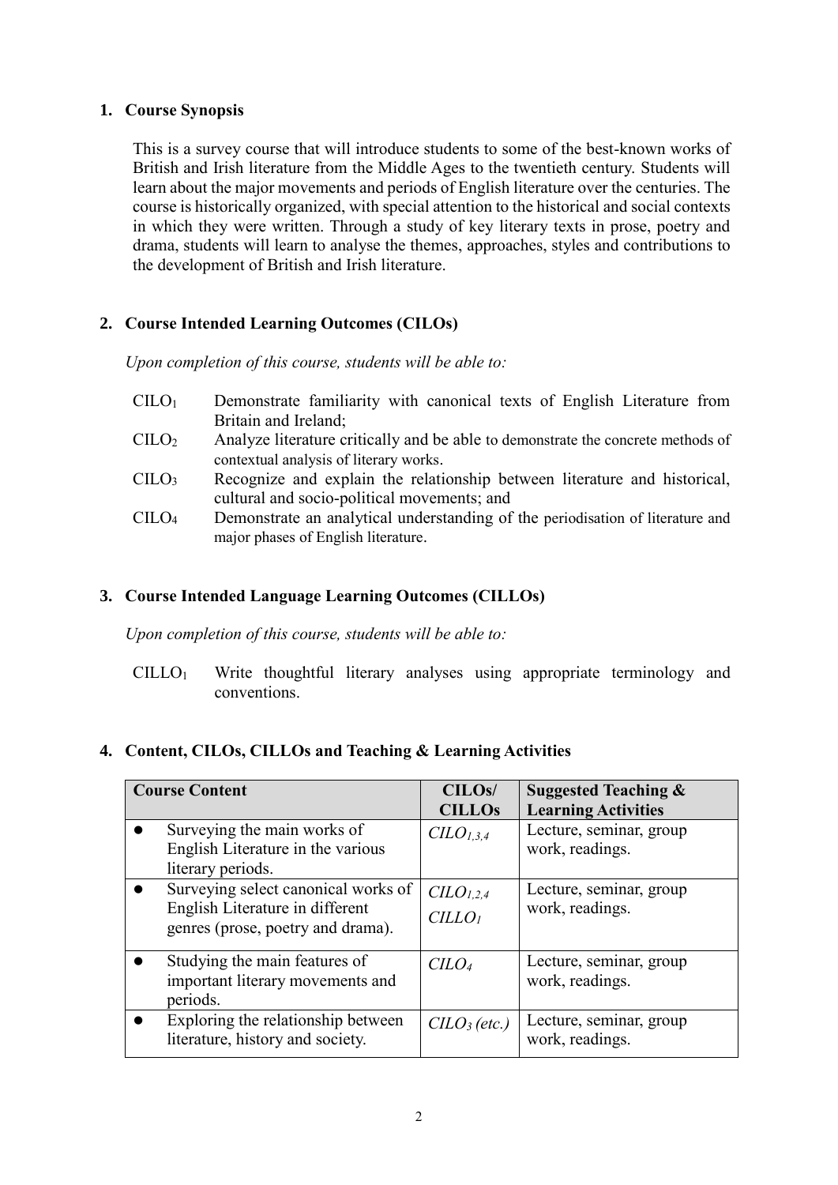## 1. Course Synopsis

This is a survey course that will introduce students to some of the best-known works of British and Irish literature from the Middle Ages to the twentieth century. Students will learn about the major movements and periods of English literature over the centuries. The course is historically organized, with special attention to the historical and social contexts in which they were written. Through a study of key literary texts in prose, poetry and drama, students will learn to analyse the themes, approaches, styles and contributions to the development of British and Irish literature.

## 2. Course Intended Learning Outcomes (CILOs)

*Upon completion of this course, students will be able to:*

- $CILO_1$ Demonstrate familiarity with canonical texts of English Literature from Britain and Ireland;
- $CILO_2$ Analyze literature critically and be able to demonstrate the concrete methods of contextual analysis of literary works.
- $CILO_3$ Recognize and explain the relationship between literature and historical, cultural and socio-political movements; and
- $CILO_4$ Demonstrate an analytical understanding of the periodisation of literature and major phases of English literature.

## 3. Course Intended Language Learning Outcomes (CILLOs)

*Upon completion of this course, students will be able to:*

- $CILLO_1$ Write thoughtful literary analyses using appropriate terminology and conventions.

## 4. Content, CILOs, CILLOs and Teaching & Learning Activities

| Course Content | CILOs/ CILLOs | Suggested Teaching & Learning Activities |
|---|---|---|
| ● Surveying the main works of English Literature in the various literary periods. | *$CILO_{1,3,4}$* | Lecture, seminar, group work, readings. |
| ● Surveying select canonical works of English Literature in different genres (prose, poetry and drama). | *$CILO_{1,2,4}$* *$CILLO_1$* | Lecture, seminar, group work, readings. |
| ● Studying the main features of important literary movements and periods. | *$CILO_4$* | Lecture, seminar, group work, readings. |
| ● Exploring the relationship between literature, history and society. | *$CILO_3$ (etc.)* | Lecture, seminar, group work, readings. |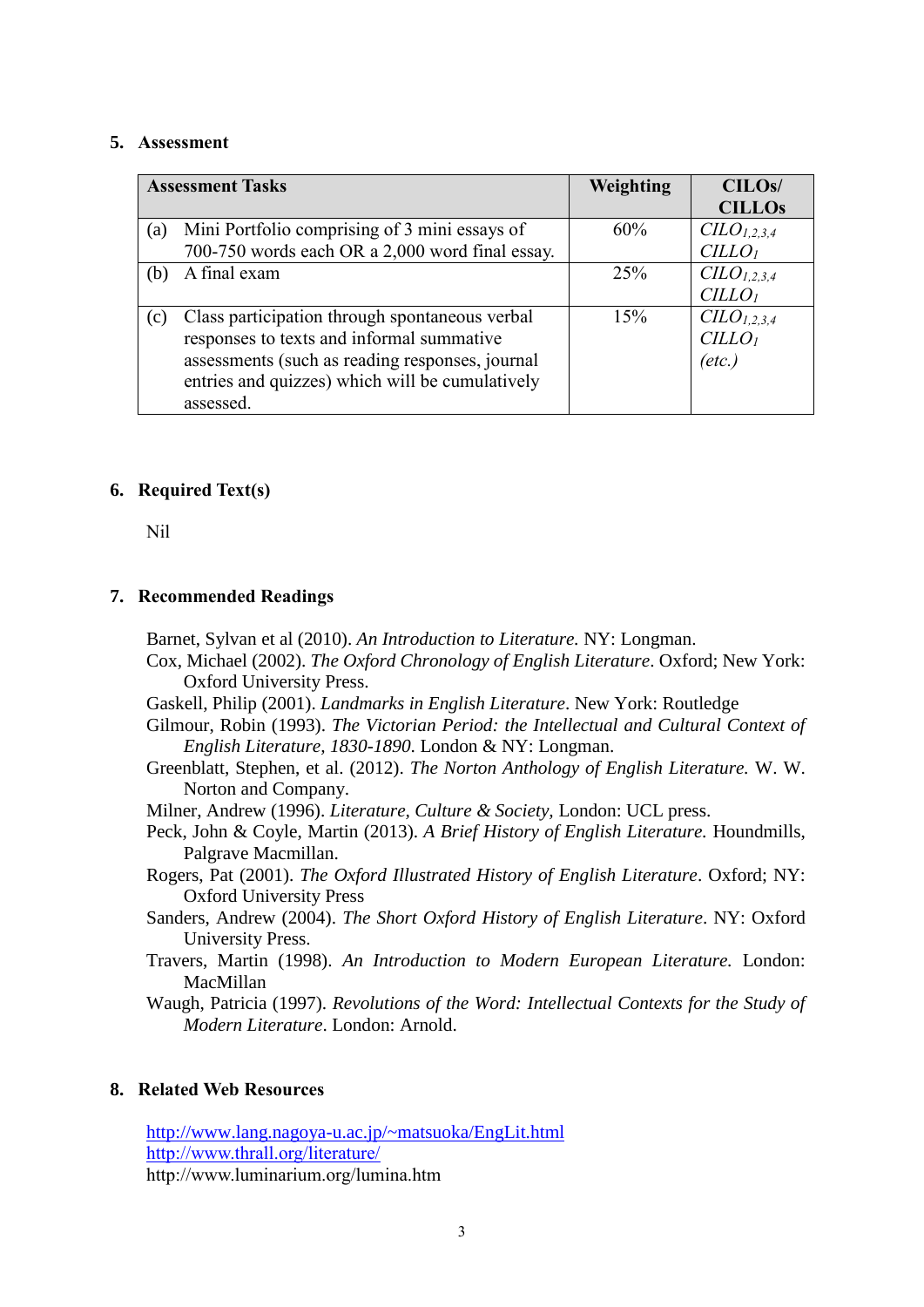## 5. Assessment

| Assessment Tasks | Weighting | CILOs/ CILLOs |
|---|---|---|
| (a) Mini Portfolio comprising of 3 mini essays of 700-750 words each OR a 2,000 word final essay. | 60% | $CILO_{1,2,3,4}$ $CILLO_1$ |
| (b) A final exam | 25% | $CILO_{1,2,3,4}$ $CILLO_1$ |
| (c) Class participation through spontaneous verbal responses to texts and informal summative assessments (such as reading responses, journal entries and quizzes) which will be cumulatively assessed. | 15% | $CILO_{1,2,3,4}$ $CILLO_1$ *(etc.)* |

## 6. Required Text(s)

Nil

## 7. Recommended Readings

Barnet, Sylvan et al (2010). *An Introduction to Literature.* NY: Longman.

Cox, Michael (2002). *The Oxford Chronology of English Literature*. Oxford; New York: Oxford University Press.

Gaskell, Philip (2001). *Landmarks in English Literature*. New York: Routledge

Gilmour, Robin (1993). *The Victorian Period: the Intellectual and Cultural Context of English Literature, 1830-1890*. London & NY: Longman.

Greenblatt, Stephen, et al. (2012). *The Norton Anthology of English Literature.* W. W. Norton and Company.

Milner, Andrew (1996). *Literature, Culture & Society,* London: UCL press.

Peck, John & Coyle, Martin (2013). *A Brief History of English Literature.* Houndmills, Palgrave Macmillan.

Rogers, Pat (2001). *The Oxford Illustrated History of English Literature*. Oxford; NY: Oxford University Press

Sanders, Andrew (2004). *The Short Oxford History of English Literature*. NY: Oxford University Press.

Travers, Martin (1998). *An Introduction to Modern European Literature.* London: MacMillan

Waugh, Patricia (1997). *Revolutions of the Word: Intellectual Contexts for the Study of Modern Literature*. London: Arnold.

## 8. Related Web Resources

http://www.lang.nagoya-u.ac.jp/~matsuoka/EngLit.html
http://www.thrall.org/literature/
http://www.luminarium.org/lumina.htm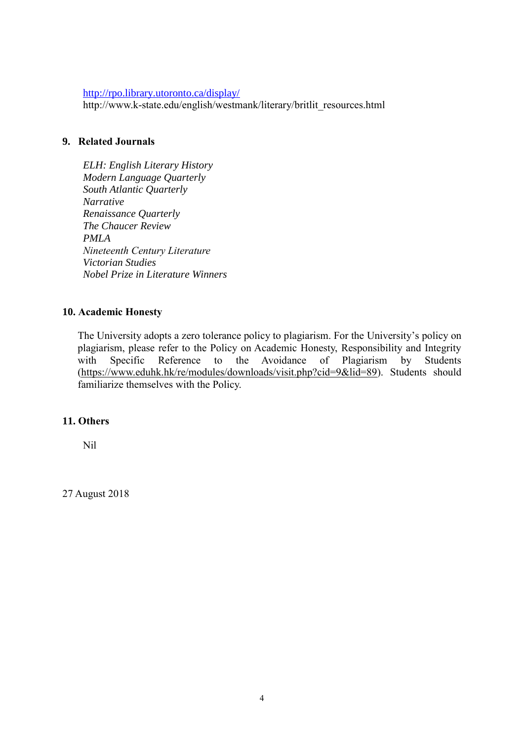http://rpo.library.utoronto.ca/display/
http://www.k-state.edu/english/westmank/literary/britlit_resources.html

## 9. Related Journals

*ELH: English Literary History*
*Modern Language Quarterly*
*South Atlantic Quarterly*
*Narrative*
*Renaissance Quarterly*
*The Chaucer Review*
*PMLA*
*Nineteenth Century Literature*
*Victorian Studies*
*Nobel Prize in Literature Winners*

## 10. Academic Honesty

The University adopts a zero tolerance policy to plagiarism. For the University's policy on plagiarism, please refer to the Policy on Academic Honesty, Responsibility and Integrity with Specific Reference to the Avoidance of Plagiarism by Students (https://www.eduhk.hk/re/modules/downloads/visit.php?cid=9&lid=89). Students should familiarize themselves with the Policy.

## 11. Others

Nil

27 August 2018